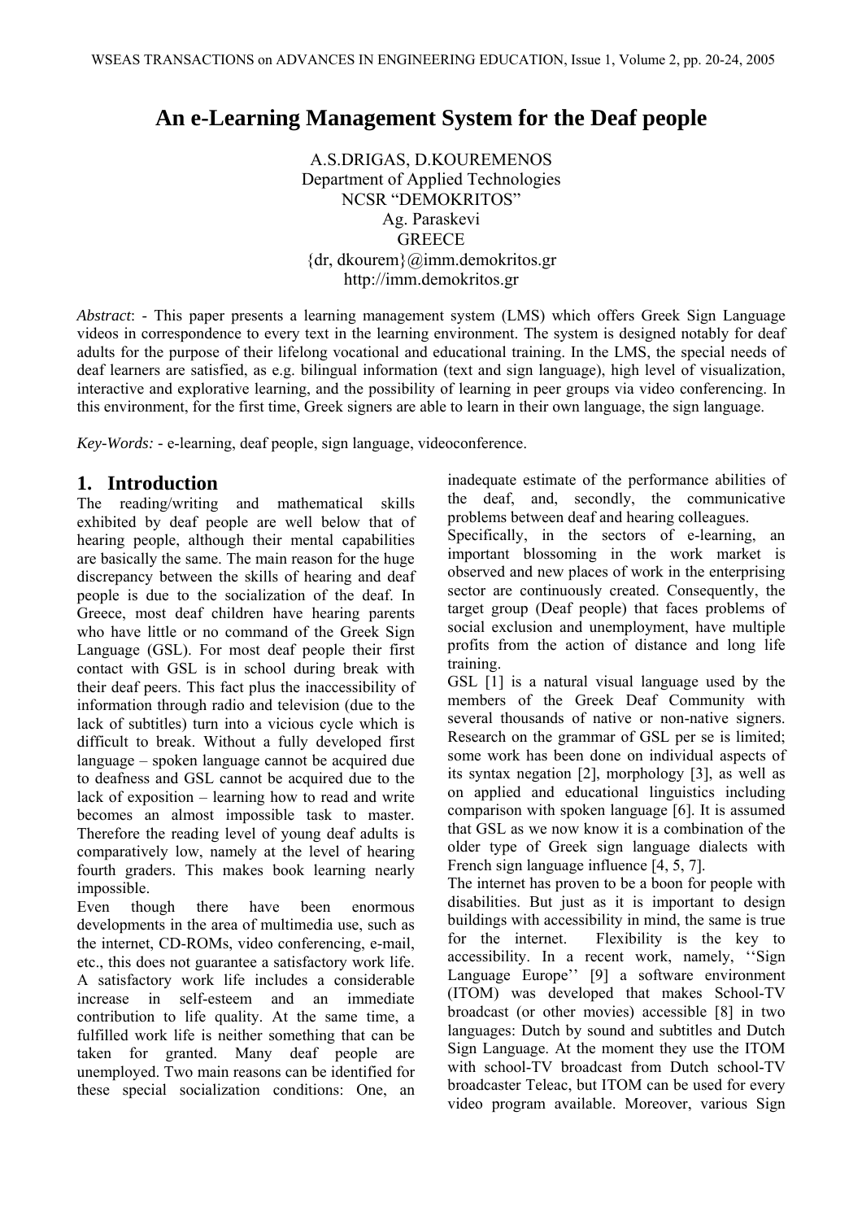# An e-Learning Management System for the Deaf people

A.S.DRIGAS, D.KOUREMENOS
Department of Applied Technologies
NCSR "DEMOKRITOS"
Ag. Paraskevi
GREECE
{dr, dkourem}@imm.demokritos.gr
http://imm.demokritos.gr

*Abstract*: - This paper presents a learning management system (LMS) which offers Greek Sign Language videos in correspondence to every text in the learning environment. The system is designed notably for deaf adults for the purpose of their lifelong vocational and educational training. In the LMS, the special needs of deaf learners are satisfied, as e.g. bilingual information (text and sign language), high level of visualization, interactive and explorative learning, and the possibility of learning in peer groups via video conferencing. In this environment, for the first time, Greek signers are able to learn in their own language, the sign language.

*Key-Words:* - e-learning, deaf people, sign language, videoconference.

## 1. Introduction

The reading/writing and mathematical skills exhibited by deaf people are well below that of hearing people, although their mental capabilities are basically the same. The main reason for the huge discrepancy between the skills of hearing and deaf people is due to the socialization of the deaf. In Greece, most deaf children have hearing parents who have little or no command of the Greek Sign Language (GSL). For most deaf people their first contact with GSL is in school during break with their deaf peers. This fact plus the inaccessibility of information through radio and television (due to the lack of subtitles) turn into a vicious cycle which is difficult to break. Without a fully developed first language – spoken language cannot be acquired due to deafness and GSL cannot be acquired due to the lack of exposition – learning how to read and write becomes an almost impossible task to master. Therefore the reading level of young deaf adults is comparatively low, namely at the level of hearing fourth graders. This makes book learning nearly impossible.

Even though there have been enormous developments in the area of multimedia use, such as the internet, CD-ROMs, video conferencing, e-mail, etc., this does not guarantee a satisfactory work life. A satisfactory work life includes a considerable increase in self-esteem and an immediate contribution to life quality. At the same time, a fulfilled work life is neither something that can be taken for granted. Many deaf people are unemployed. Two main reasons can be identified for these special socialization conditions: One, an inadequate estimate of the performance abilities of the deaf, and, secondly, the communicative problems between deaf and hearing colleagues.

Specifically, in the sectors of e-learning, an important blossoming in the work market is observed and new places of work in the enterprising sector are continuously created. Consequently, the target group (Deaf people) that faces problems of social exclusion and unemployment, have multiple profits from the action of distance and long life training.

GSL [1] is a natural visual language used by the members of the Greek Deaf Community with several thousands of native or non-native signers. Research on the grammar of GSL per se is limited; some work has been done on individual aspects of its syntax negation [2], morphology [3], as well as on applied and educational linguistics including comparison with spoken language [6]. It is assumed that GSL as we now know it is a combination of the older type of Greek sign language dialects with French sign language influence [4, 5, 7].

The internet has proven to be a boon for people with disabilities. But just as it is important to design buildings with accessibility in mind, the same is true for the internet. Flexibility is the key to accessibility. In a recent work, namely, ''Sign Language Europe'' [9] a software environment (ITOM) was developed that makes School-TV broadcast (or other movies) accessible [8] in two languages: Dutch by sound and subtitles and Dutch Sign Language. At the moment they use the ITOM with school-TV broadcast from Dutch school-TV broadcaster Teleac, but ITOM can be used for every video program available. Moreover, various Sign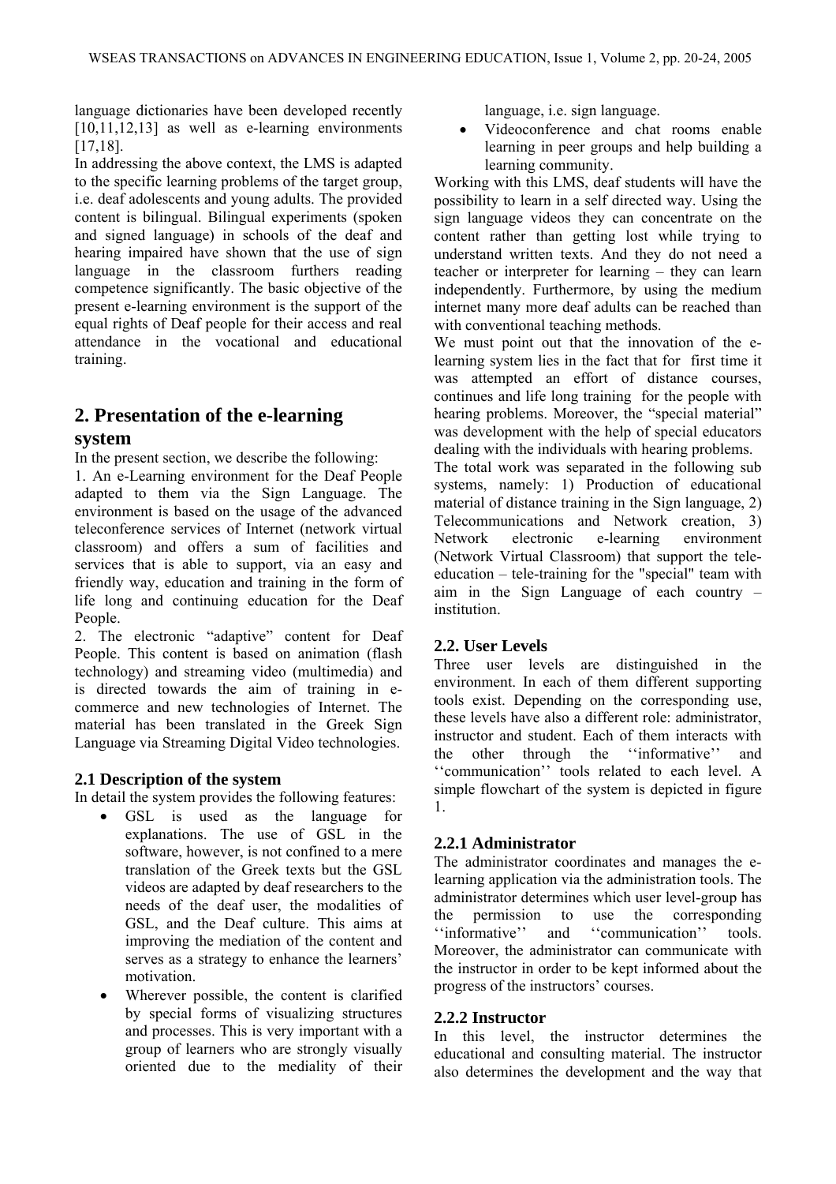language dictionaries have been developed recently [10,11,12,13] as well as e-learning environments [17,18].

In addressing the above context, the LMS is adapted to the specific learning problems of the target group, i.e. deaf adolescents and young adults. The provided content is bilingual. Bilingual experiments (spoken and signed language) in schools of the deaf and hearing impaired have shown that the use of sign language in the classroom furthers reading competence significantly. The basic objective of the present e-learning environment is the support of the equal rights of Deaf people for their access and real attendance in the vocational and educational training.

## 2. Presentation of the e-learning system

In the present section, we describe the following:

1. An e-Learning environment for the Deaf People adapted to them via the Sign Language. The environment is based on the usage of the advanced teleconference services of Internet (network virtual classroom) and offers a sum of facilities and services that is able to support, via an easy and friendly way, education and training in the form of life long and continuing education for the Deaf People.
2. The electronic "adaptive" content for Deaf People. This content is based on animation (flash technology) and streaming video (multimedia) and is directed towards the aim of training in e-commerce and new technologies of Internet. The material has been translated in the Greek Sign Language via Streaming Digital Video technologies.

### 2.1 Description of the system

In detail the system provides the following features:

- GSL is used as the language for explanations. The use of GSL in the software, however, is not confined to a mere translation of the Greek texts but the GSL videos are adapted by deaf researchers to the needs of the deaf user, the modalities of GSL, and the Deaf culture. This aims at improving the mediation of the content and serves as a strategy to enhance the learners' motivation.
- Wherever possible, the content is clarified by special forms of visualizing structures and processes. This is very important with a group of learners who are strongly visually oriented due to the mediality of their language, i.e. sign language.
- Videoconference and chat rooms enable learning in peer groups and help building a learning community.

Working with this LMS, deaf students will have the possibility to learn in a self directed way. Using the sign language videos they can concentrate on the content rather than getting lost while trying to understand written texts. And they do not need a teacher or interpreter for learning – they can learn independently. Furthermore, by using the medium internet many more deaf adults can be reached than with conventional teaching methods.

We must point out that the innovation of the e-learning system lies in the fact that for first time it was attempted an effort of distance courses, continues and life long training for the people with hearing problems. Moreover, the "special material" was development with the help of special educators dealing with the individuals with hearing problems.

The total work was separated in the following sub systems, namely: 1) Production of educational material of distance training in the Sign language, 2) Telecommunications and Network creation, 3) Network electronic e-learning environment (Network Virtual Classroom) that support the tele-education – tele-training for the "special" team with aim in the Sign Language of each country – institution.

### 2.2. User Levels

Three user levels are distinguished in the environment. In each of them different supporting tools exist. Depending on the corresponding use, these levels have also a different role: administrator, instructor and student. Each of them interacts with the other through the ''informative'' and ''communication'' tools related to each level. A simple flowchart of the system is depicted in figure 1.

#### 2.2.1 Administrator

The administrator coordinates and manages the e-learning application via the administration tools. The administrator determines which user level-group has the permission to use the corresponding ''informative'' and ''communication'' tools. Moreover, the administrator can communicate with the instructor in order to be kept informed about the progress of the instructors' courses.

#### 2.2.2 Instructor

In this level, the instructor determines the educational and consulting material. The instructor also determines the development and the way that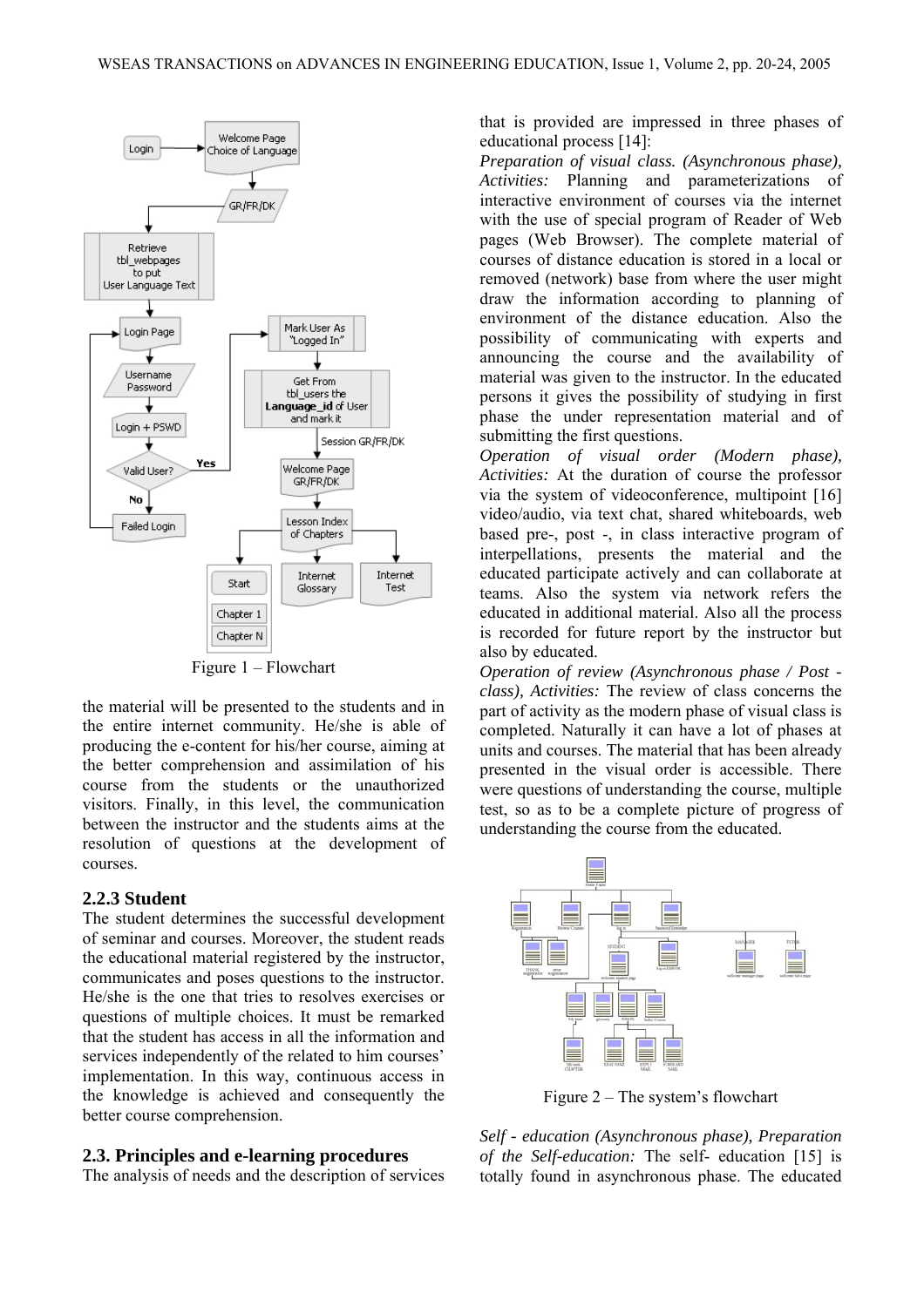Figure 1 – Flowchart

the material will be presented to the students and in the entire internet community. He/she is able of producing the e-content for his/her course, aiming at the better comprehension and assimilation of his course from the students or the unauthorized visitors. Finally, in this level, the communication between the instructor and the students aims at the resolution of questions at the development of courses.

### 2.2.3 Student

The student determines the successful development of seminar and courses. Moreover, the student reads the educational material registered by the instructor, communicates and poses questions to the instructor. He/she is the one that tries to resolves exercises or questions of multiple choices. It must be remarked that the student has access in all the information and services independently of the related to him courses' implementation. In this way, continuous access in the knowledge is achieved and consequently the better course comprehension.

## 2.3. Principles and e-learning procedures

The analysis of needs and the description of services that is provided are impressed in three phases of educational process [14]:

*Preparation of visual class. (Asynchronous phase), Activities:* Planning and parameterizations of interactive environment of courses via the internet with the use of special program of Reader of Web pages (Web Browser). The complete material of courses of distance education is stored in a local or removed (network) base from where the user might draw the information according to planning of environment of the distance education. Also the possibility of communicating with experts and announcing the course and the availability of material was given to the instructor. In the educated persons it gives the possibility of studying in first phase the under representation material and of submitting the first questions.

*Operation of visual order (Modern phase), Activities:* At the duration of course the professor via the system of videoconference, multipoint [16] video/audio, via text chat, shared whiteboards, web based pre-, post -, in class interactive program of interpellations, presents the material and the educated participate actively and can collaborate at teams. Also the system via network refers the educated in additional material. Also all the process is recorded for future report by the instructor but also by educated.

*Operation of review (Asynchronous phase / Post - class), Activities:* The review of class concerns the part of activity as the modern phase of visual class is completed. Naturally it can have a lot of phases at units and courses. The material that has been already presented in the visual order is accessible. There were questions of understanding the course, multiple test, so as to be a complete picture of progress of understanding the course from the educated.

Figure 2 – The system's flowchart

*Self - education (Asynchronous phase), Preparation of the Self-education:* The self- education [15] is totally found in asynchronous phase. The educated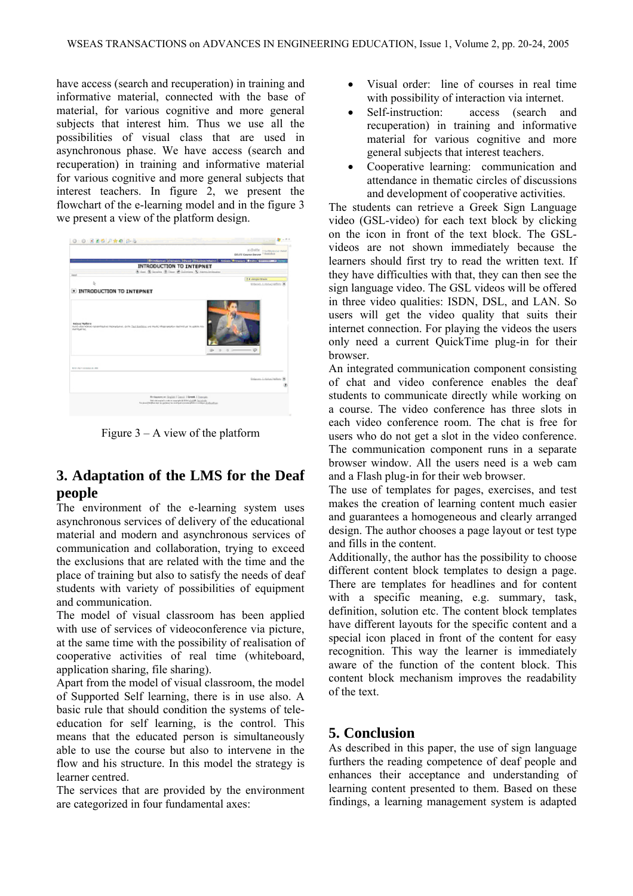have access (search and recuperation) in training and informative material, connected with the base of material, for various cognitive and more general subjects that interest him. Thus we use all the possibilities of visual class that are used in asynchronous phase. We have access (search and recuperation) in training and informative material for various cognitive and more general subjects that interest teachers. In figure 2, we present the flowchart of the e-learning model and in the figure 3 we present a view of the platform design.

Figure 3 – A view of the platform

## 3. Adaptation of the LMS for the Deaf people

The environment of the e-learning system uses asynchronous services of delivery of the educational material and modern and asynchronous services of communication and collaboration, trying to exceed the exclusions that are related with the time and the place of training but also to satisfy the needs of deaf students with variety of possibilities of equipment and communication.

The model of visual classroom has been applied with use of services of videoconference via picture, at the same time with the possibility of realisation of cooperative activities of real time (whiteboard, application sharing, file sharing).

Apart from the model of visual classroom, the model of Supported Self learning, there is in use also. A basic rule that should condition the systems of tele-education for self learning, is the control. This means that the educated person is simultaneously able to use the course but also to intervene in the flow and his structure. In this model the strategy is learner centred.

The services that are provided by the environment are categorized in four fundamental axes:

- Visual order: line of courses in real time with possibility of interaction via internet.
- Self-instruction: access (search and recuperation) in training and informative material for various cognitive and more general subjects that interest teachers.
- Cooperative learning: communication and attendance in thematic circles of discussions and development of cooperative activities.

The students can retrieve a Greek Sign Language video (GSL-video) for each text block by clicking on the icon in front of the text block. The GSL-videos are not shown immediately because the learners should first try to read the written text. If they have difficulties with that, they can then see the sign language video. The GSL videos will be offered in three video qualities: ISDN, DSL, and LAN. So users will get the video quality that suits their internet connection. For playing the videos the users only need a current QuickTime plug-in for their browser.

An integrated communication component consisting of chat and video conference enables the deaf students to communicate directly while working on a course. The video conference has three slots in each video conference room. The chat is free for users who do not get a slot in the video conference. The communication component runs in a separate browser window. All the users need is a web cam and a Flash plug-in for their web browser.

The use of templates for pages, exercises, and test makes the creation of learning content much easier and guarantees a homogeneous and clearly arranged design. The author chooses a page layout or test type and fills in the content.

Additionally, the author has the possibility to choose different content block templates to design a page. There are templates for headlines and for content with a specific meaning, e.g. summary, task, definition, solution etc. The content block templates have different layouts for the specific content and a special icon placed in front of the content for easy recognition. This way the learner is immediately aware of the function of the content block. This content block mechanism improves the readability of the text.

## 5. Conclusion

As described in this paper, the use of sign language furthers the reading competence of deaf people and enhances their acceptance and understanding of learning content presented to them. Based on these findings, a learning management system is adapted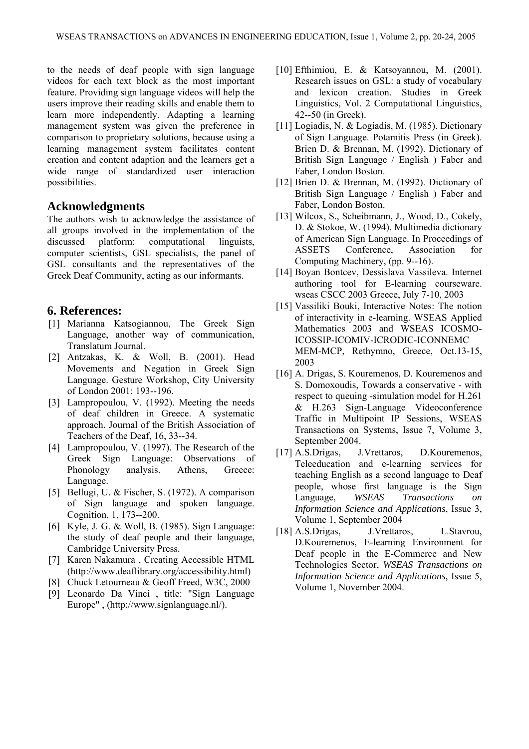to the needs of deaf people with sign language videos for each text block as the most important feature. Providing sign language videos will help the users improve their reading skills and enable them to learn more independently. Adapting a learning management system was given the preference in comparison to proprietary solutions, because using a learning management system facilitates content creation and content adaption and the learners get a wide range of standardized user interaction possibilities.

## Acknowledgments

The authors wish to acknowledge the assistance of all groups involved in the implementation of the discussed platform: computational linguists, computer scientists, GSL specialists, the panel of GSL consultants and the representatives of the Greek Deaf Community, acting as our informants.

## 6. References:

[1] Marianna Katsogiannou, The Greek Sign Language, another way of communication, Translatum Journal.

[2] Antzakas, K. & Woll, B. (2001). Head Movements and Negation in Greek Sign Language. Gesture Workshop, City University of London 2001: 193--196.

[3] Lampropoulou, V. (1992). Meeting the needs of deaf children in Greece. A systematic approach. Journal of the British Association of Teachers of the Deaf, 16, 33--34.

[4] Lampropoulou, V. (1997). The Research of the Greek Sign Language: Observations of Phonology analysis. Athens, Greece: Language.

[5] Bellugi, U. & Fischer, S. (1972). A comparison of Sign language and spoken language. Cognition, 1, 173--200.

[6] Kyle, J. G. & Woll, B. (1985). Sign Language: the study of deaf people and their language, Cambridge University Press.

[7] Karen Nakamura , Creating Accessible HTML (http://www.deaflibrary.org/accessibility.html)

[8] Chuck Letourneau & Geoff Freed, W3C, 2000

[9] Leonardo Da Vinci , title: "Sign Language Europe" , (http://www.signlanguage.nl/).

[10] Efthimiou, E. & Katsoyannou, M. (2001). Research issues on GSL: a study of vocabulary and lexicon creation. Studies in Greek Linguistics, Vol. 2 Computational Linguistics, 42--50 (in Greek).

[11] Logiadis, N. & Logiadis, M. (1985). Dictionary of Sign Language. Potamitis Press (in Greek). Brien D. & Brennan, M. (1992). Dictionary of British Sign Language / English ) Faber and Faber, London Boston.

[12] Brien D. & Brennan, M. (1992). Dictionary of British Sign Language / English ) Faber and Faber, London Boston.

[13] Wilcox, S., Scheibmann, J., Wood, D., Cokely, D. & Stokoe, W. (1994). Multimedia dictionary of American Sign Language. In Proceedings of ASSETS Conference, Association for Computing Machinery, (pp. 9--16).

[14] Boyan Bontcev, Dessislava Vassileva. Internet authoring tool for E-learning courseware. wseas CSCC 2003 Greece, July 7-10, 2003

[15] Vassiliki Bouki, Interactive Notes: The notion of interactivity in e-learning. WSEAS Applied Mathematics 2003 and WSEAS ICOSMO-ICOSSIP-ICOMIV-ICRODIC-ICONNEMC MEM-MCP, Rethymno, Greece, Oct.13-15, 2003

[16] A. Drigas, S. Kouremenos, D. Kouremenos and S. Domoxoudis, Towards a conservative - with respect to queuing -simulation model for H.261 & H.263 Sign-Language Videoconference Traffic in Multipoint IP Sessions, WSEAS Transactions on Systems, Issue 7, Volume 3, September 2004.

[17] A.S.Drigas, J.Vrettaros, D.Kouremenos, Teleeducation and e-learning services for teaching English as a second language to Deaf people, whose first language is the Sign Language, *WSEAS Transactions on Information Science and Applications*, Issue 3, Volume 1, September 2004

[18] A.S.Drigas, J.Vrettaros, L.Stavrou, D.Kouremenos, E-learning Environment for Deaf people in the E-Commerce and New Technologies Sector, *WSEAS Transactions on Information Science and Applications*, Issue 5, Volume 1, November 2004.